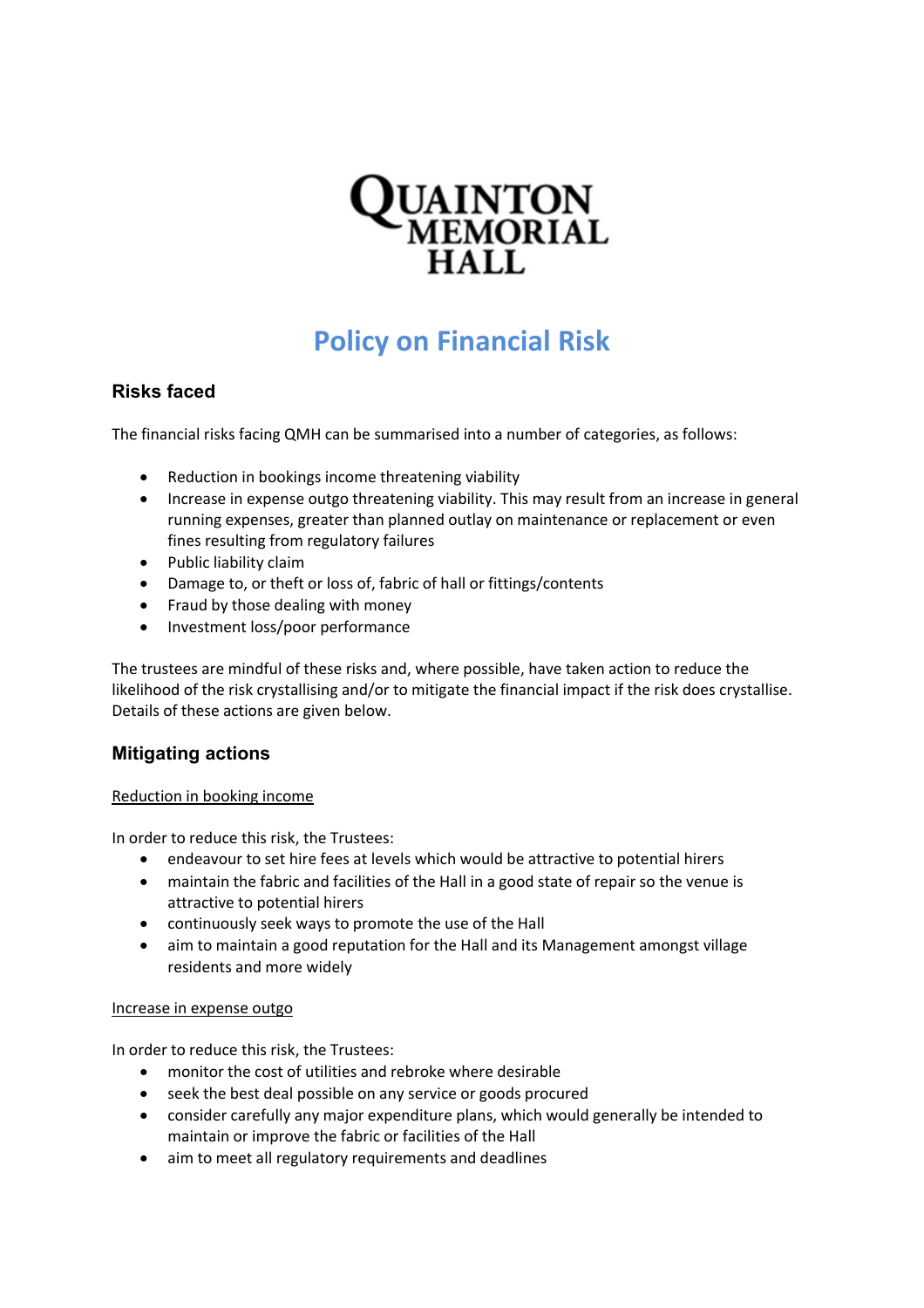QUAINTON MEMORIAL HALL

# Policy on Financial Risk

## Risks faced

The financial risks facing QMH can be summarised into a number of categories, as follows:

- Reduction in bookings income threatening viability
- Increase in expense outgo threatening viability. This may result from an increase in general running expenses, greater than planned outlay on maintenance or replacement or even fines resulting from regulatory failures
- Public liability claim
- Damage to, or theft or loss of, fabric of hall or fittings/contents
- Fraud by those dealing with money
- Investment loss/poor performance

The trustees are mindful of these risks and, where possible, have taken action to reduce the likelihood of the risk crystallising and/or to mitigate the financial impact if the risk does crystallise. Details of these actions are given below.

## Mitigating actions

<u>Reduction in booking income</u>

In order to reduce this risk, the Trustees:

- endeavour to set hire fees at levels which would be attractive to potential hirers
- maintain the fabric and facilities of the Hall in a good state of repair so the venue is attractive to potential hirers
- continuously seek ways to promote the use of the Hall
- aim to maintain a good reputation for the Hall and its Management amongst village residents and more widely

<u>Increase in expense outgo</u>

In order to reduce this risk, the Trustees:

- monitor the cost of utilities and rebroke where desirable
- seek the best deal possible on any service or goods procured
- consider carefully any major expenditure plans, which would generally be intended to maintain or improve the fabric or facilities of the Hall
- aim to meet all regulatory requirements and deadlines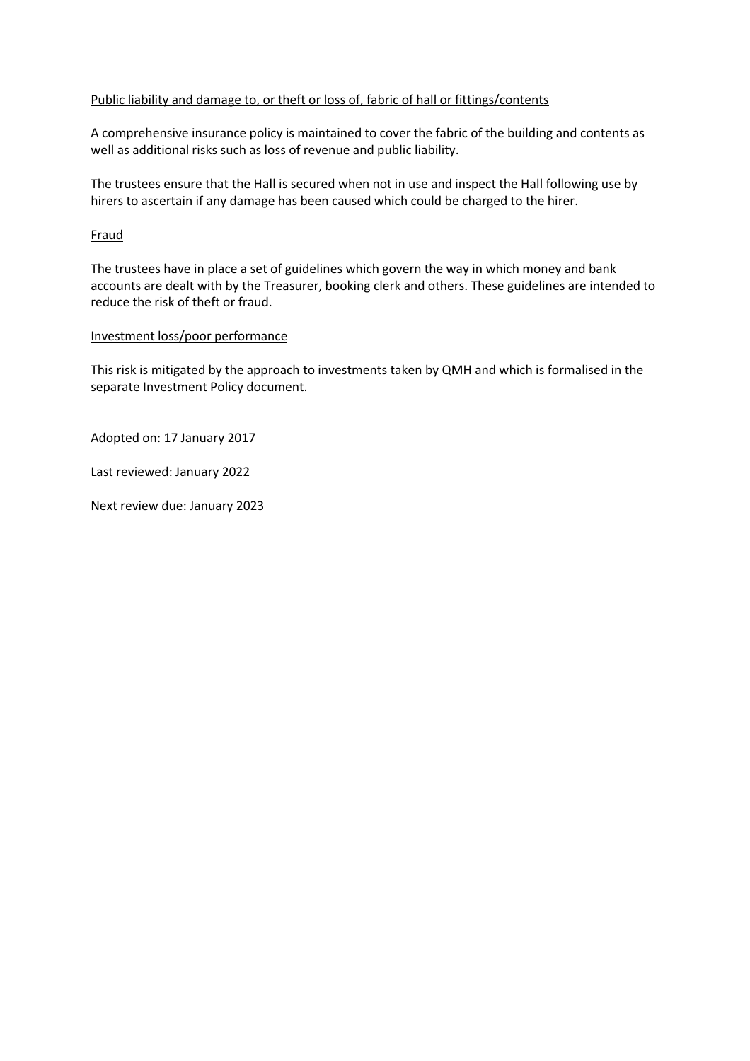<u>Public liability and damage to, or theft or loss of, fabric of hall or fittings/contents</u>

A comprehensive insurance policy is maintained to cover the fabric of the building and contents as well as additional risks such as loss of revenue and public liability.

The trustees ensure that the Hall is secured when not in use and inspect the Hall following use by hirers to ascertain if any damage has been caused which could be charged to the hirer.

<u>Fraud</u>

The trustees have in place a set of guidelines which govern the way in which money and bank accounts are dealt with by the Treasurer, booking clerk and others. These guidelines are intended to reduce the risk of theft or fraud.

<u>Investment loss/poor performance</u>

This risk is mitigated by the approach to investments taken by QMH and which is formalised in the separate Investment Policy document.

Adopted on: 17 January 2017

Last reviewed: January 2022

Next review due: January 2023